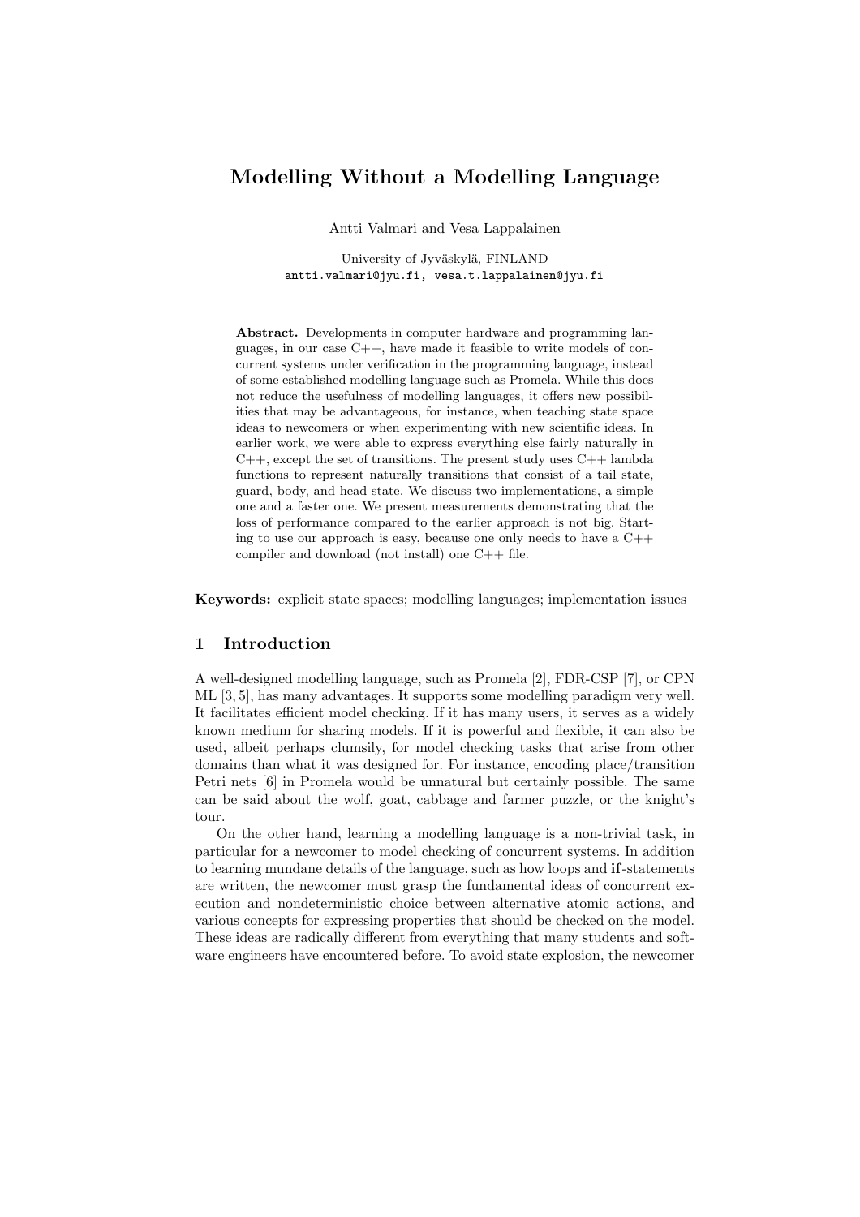# Modelling Without a Modelling Language

Antti Valmari and Vesa Lappalainen

University of Jyväskylä, FINLAND
antti.valmari@jyu.fi, vesa.t.lappalainen@jyu.fi

**Abstract.** Developments in computer hardware and programming languages, in our case C++, have made it feasible to write models of concurrent systems under verification in the programming language, instead of some established modelling language such as Promela. While this does not reduce the usefulness of modelling languages, it offers new possibilities that may be advantageous, for instance, when teaching state space ideas to newcomers or when experimenting with new scientific ideas. In earlier work, we were able to express everything else fairly naturally in C++, except the set of transitions. The present study uses C++ lambda functions to represent naturally transitions that consist of a tail state, guard, body, and head state. We discuss two implementations, a simple one and a faster one. We present measurements demonstrating that the loss of performance compared to the earlier approach is not big. Starting to use our approach is easy, because one only needs to have a C++ compiler and download (not install) one C++ file.

**Keywords:** explicit state spaces; modelling languages; implementation issues

## 1 Introduction

A well-designed modelling language, such as Promela [2], FDR-CSP [7], or CPN ML [3, 5], has many advantages. It supports some modelling paradigm very well. It facilitates efficient model checking. If it has many users, it serves as a widely known medium for sharing models. If it is powerful and flexible, it can also be used, albeit perhaps clumsily, for model checking tasks that arise from other domains than what it was designed for. For instance, encoding place/transition Petri nets [6] in Promela would be unnatural but certainly possible. The same can be said about the wolf, goat, cabbage and farmer puzzle, or the knight's tour.

On the other hand, learning a modelling language is a non-trivial task, in particular for a newcomer to model checking of concurrent systems. In addition to learning mundane details of the language, such as how loops and **if**-statements are written, the newcomer must grasp the fundamental ideas of concurrent execution and nondeterministic choice between alternative atomic actions, and various concepts for expressing properties that should be checked on the model. These ideas are radically different from everything that many students and software engineers have encountered before. To avoid state explosion, the newcomer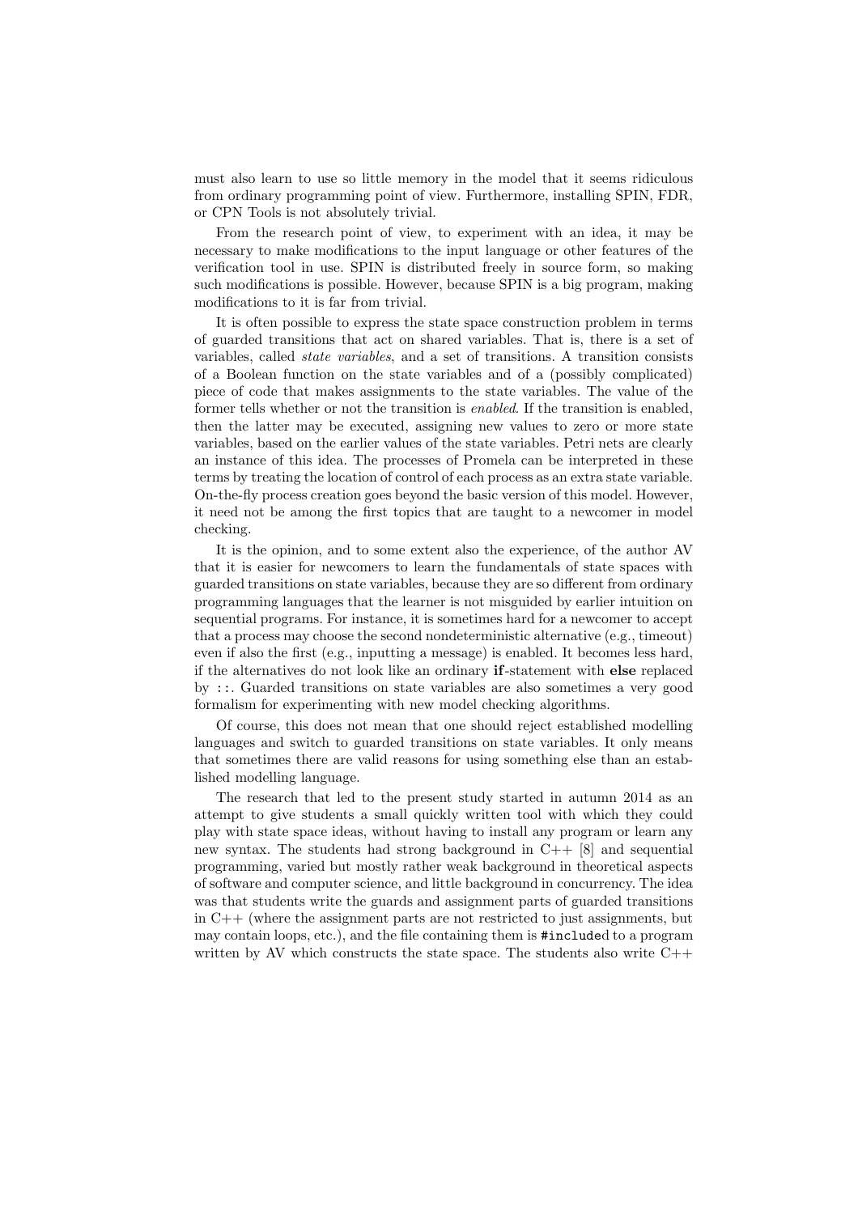must also learn to use so little memory in the model that it seems ridiculous from ordinary programming point of view. Furthermore, installing SPIN, FDR, or CPN Tools is not absolutely trivial.

From the research point of view, to experiment with an idea, it may be necessary to make modifications to the input language or other features of the verification tool in use. SPIN is distributed freely in source form, so making such modifications is possible. However, because SPIN is a big program, making modifications to it is far from trivial.

It is often possible to express the state space construction problem in terms of guarded transitions that act on shared variables. That is, there is a set of variables, called *state variables*, and a set of transitions. A transition consists of a Boolean function on the state variables and of a (possibly complicated) piece of code that makes assignments to the state variables. The value of the former tells whether or not the transition is *enabled*. If the transition is enabled, then the latter may be executed, assigning new values to zero or more state variables, based on the earlier values of the state variables. Petri nets are clearly an instance of this idea. The processes of Promela can be interpreted in these terms by treating the location of control of each process as an extra state variable. On-the-fly process creation goes beyond the basic version of this model. However, it need not be among the first topics that are taught to a newcomer in model checking.

It is the opinion, and to some extent also the experience, of the author AV that it is easier for newcomers to learn the fundamentals of state spaces with guarded transitions on state variables, because they are so different from ordinary programming languages that the learner is not misguided by earlier intuition on sequential programs. For instance, it is sometimes hard for a newcomer to accept that a process may choose the second nondeterministic alternative (e.g., timeout) even if also the first (e.g., inputting a message) is enabled. It becomes less hard, if the alternatives do not look like an ordinary **if**-statement with **else** replaced by `::`. Guarded transitions on state variables are also sometimes a very good formalism for experimenting with new model checking algorithms.

Of course, this does not mean that one should reject established modelling languages and switch to guarded transitions on state variables. It only means that sometimes there are valid reasons for using something else than an established modelling language.

The research that led to the present study started in autumn 2014 as an attempt to give students a small quickly written tool with which they could play with state space ideas, without having to install any program or learn any new syntax. The students had strong background in C++ [8] and sequential programming, varied but mostly rather weak background in theoretical aspects of software and computer science, and little background in concurrency. The idea was that students write the guards and assignment parts of guarded transitions in C++ (where the assignment parts are not restricted to just assignments, but may contain loops, etc.), and the file containing them is `#include`d to a program written by AV which constructs the state space. The students also write C++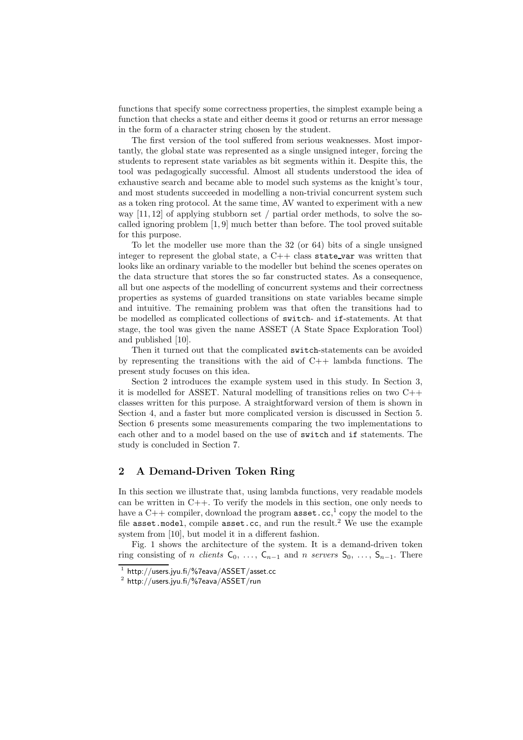functions that specify some correctness properties, the simplest example being a function that checks a state and either deems it good or returns an error message in the form of a character string chosen by the student.

The first version of the tool suffered from serious weaknesses. Most importantly, the global state was represented as a single unsigned integer, forcing the students to represent state variables as bit segments within it. Despite this, the tool was pedagogically successful. Almost all students understood the idea of exhaustive search and became able to model such systems as the knight's tour, and most students succeeded in modelling a non-trivial concurrent system such as a token ring protocol. At the same time, AV wanted to experiment with a new way [11, 12] of applying stubborn set / partial order methods, to solve the so-called ignoring problem [1, 9] much better than before. The tool proved suitable for this purpose.

To let the modeller use more than the 32 (or 64) bits of a single unsigned integer to represent the global state, a C++ class `state_var` was written that looks like an ordinary variable to the modeller but behind the scenes operates on the data structure that stores the so far constructed states. As a consequence, all but one aspects of the modelling of concurrent systems and their correctness properties as systems of guarded transitions on state variables became simple and intuitive. The remaining problem was that often the transitions had to be modelled as complicated collections of `switch`- and `if`-statements. At that stage, the tool was given the name ASSET (A State Space Exploration Tool) and published [10].

Then it turned out that the complicated `switch`-statements can be avoided by representing the transitions with the aid of C++ lambda functions. The present study focuses on this idea.

Section 2 introduces the example system used in this study. In Section 3, it is modelled for ASSET. Natural modelling of transitions relies on two C++ classes written for this purpose. A straightforward version of them is shown in Section 4, and a faster but more complicated version is discussed in Section 5. Section 6 presents some measurements comparing the two implementations to each other and to a model based on the use of `switch` and `if` statements. The study is concluded in Section 7.

## 2 A Demand-Driven Token Ring

In this section we illustrate that, using lambda functions, very readable models can be written in C++. To verify the models in this section, one only needs to have a C++ compiler, download the program `asset.cc`,[1] copy the model to the file `asset.model`, compile `asset.cc`, and run the result.[2] We use the example system from [10], but model it in a different fashion.

Fig. 1 shows the architecture of the system. It is a demand-driven token ring consisting of $n$ *clients* $\mathsf{C}_0, \ldots, \mathsf{C}_{n-1}$ and $n$ *servers* $\mathsf{S}_0, \ldots, \mathsf{S}_{n-1}$. There

[1] http://users.jyu.fi/%7eava/ASSET/asset.cc

[2] http://users.jyu.fi/%7eava/ASSET/run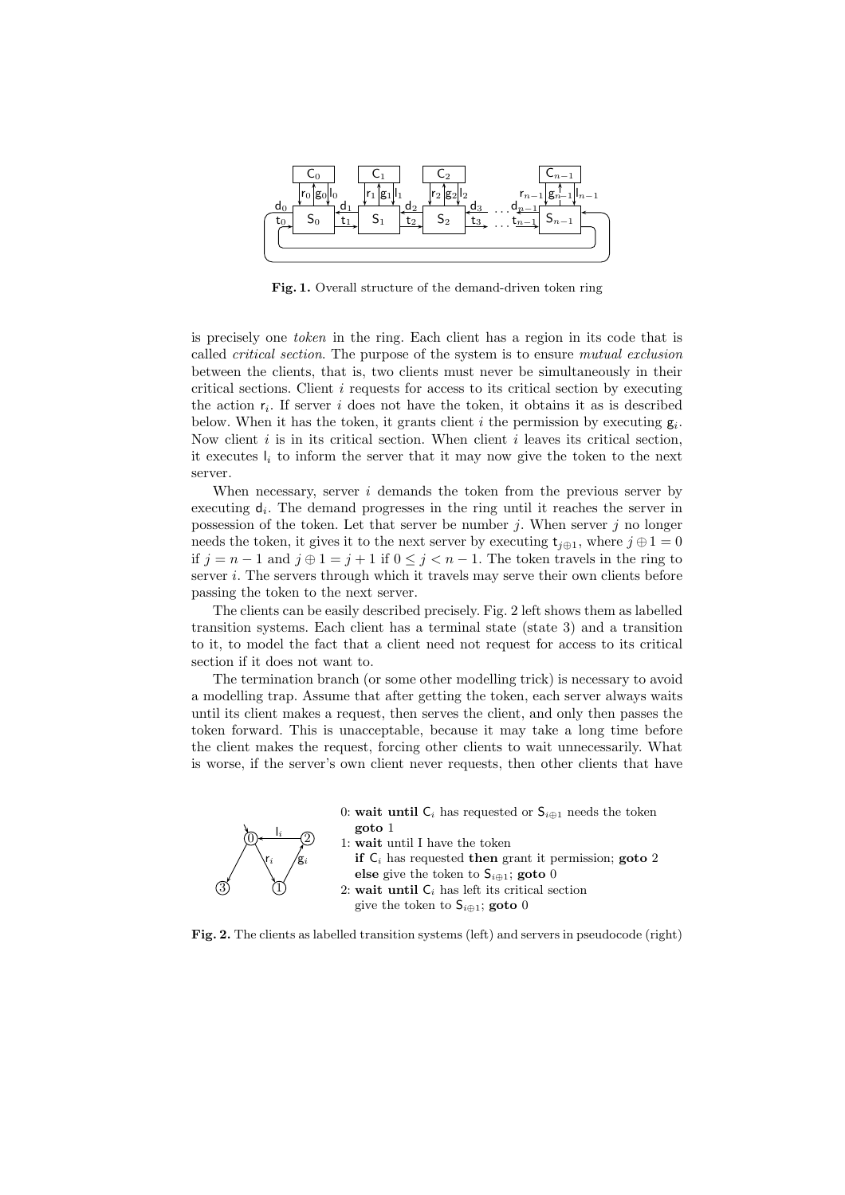**Fig. 1.** Overall structure of the demand-driven token ring

is precisely one *token* in the ring. Each client has a region in its code that is called *critical section*. The purpose of the system is to ensure *mutual exclusion* between the clients, that is, two clients must never be simultaneously in their critical sections. Client $i$ requests for access to its critical section by executing the action $\mathsf{r}_i$. If server $i$ does not have the token, it obtains it as is described below. When it has the token, it grants client $i$ the permission by executing $\mathsf{g}_i$. Now client $i$ is in its critical section. When client $i$ leaves its critical section, it executes $\mathsf{l}_i$ to inform the server that it may now give the token to the next server.

When necessary, server $i$ demands the token from the previous server by executing $\mathsf{d}_i$. The demand progresses in the ring until it reaches the server in possession of the token. Let that server be number $j$. When server $j$ no longer needs the token, it gives it to the next server by executing $\mathsf{t}_{j \oplus 1}$, where $j \oplus 1 = 0$ if $j = n-1$ and $j \oplus 1 = j+1$ if $0 \leq j < n-1$. The token travels in the ring to server $i$. The servers through which it travels may serve their own clients before passing the token to the next server.

The clients can be easily described precisely. Fig. 2 left shows them as labelled transition systems. Each client has a terminal state (state 3) and a transition to it, to model the fact that a client need not request for access to its critical section if it does not want to.

The termination branch (or some other modelling trick) is necessary to avoid a modelling trap. Assume that after getting the token, each server always waits until its client makes a request, then serves the client, and only then passes the token forward. This is unacceptable, because it may take a long time before the client makes the request, forcing other clients to wait unnecessarily. What is worse, if the server's own client never requests, then other clients that have

0: **wait until** $\mathsf{C}_i$ has requested or $\mathsf{S}_{i\oplus 1}$ needs the token
   **goto** 1
1: **wait** until I have the token
   **if** $\mathsf{C}_i$ has requested **then** grant it permission; **goto** 2
   **else** give the token to $\mathsf{S}_{i\oplus 1}$; **goto** 0
2: **wait until** $\mathsf{C}_i$ has left its critical section
   give the token to $\mathsf{S}_{i\oplus 1}$; **goto** 0

**Fig. 2.** The clients as labelled transition systems (left) and servers in pseudocode (right)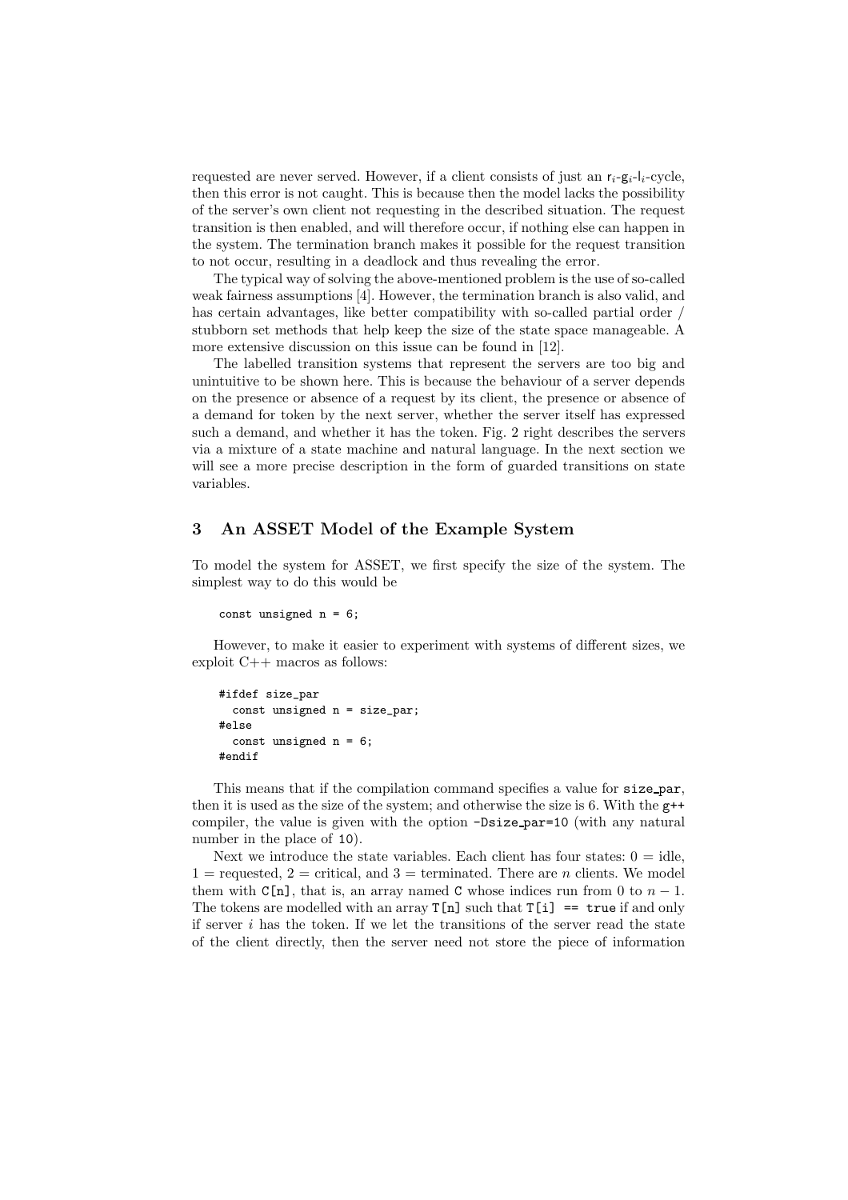requested are never served. However, if a client consists of just an $\mathsf{r}_i$-$\mathsf{g}_i$-$\mathsf{l}_i$-cycle, then this error is not caught. This is because then the model lacks the possibility of the server's own client not requesting in the described situation. The request transition is then enabled, and will therefore occur, if nothing else can happen in the system. The termination branch makes it possible for the request transition to not occur, resulting in a deadlock and thus revealing the error.

The typical way of solving the above-mentioned problem is the use of so-called weak fairness assumptions [4]. However, the termination branch is also valid, and has certain advantages, like better compatibility with so-called partial order / stubborn set methods that help keep the size of the state space manageable. A more extensive discussion on this issue can be found in [12].

The labelled transition systems that represent the servers are too big and unintuitive to be shown here. This is because the behaviour of a server depends on the presence or absence of a request by its client, the presence or absence of a demand for token by the next server, whether the server itself has expressed such a demand, and whether it has the token. Fig. 2 right describes the servers via a mixture of a state machine and natural language. In the next section we will see a more precise description in the form of guarded transitions on state variables.

## 3 An ASSET Model of the Example System

To model the system for ASSET, we first specify the size of the system. The simplest way to do this would be

```
const unsigned n = 6;
```

However, to make it easier to experiment with systems of different sizes, we exploit C++ macros as follows:

```
#ifdef size_par
  const unsigned n = size_par;
#else
  const unsigned n = 6;
#endif
```

This means that if the compilation command specifies a value for `size_par`, then it is used as the size of the system; and otherwise the size is 6. With the `g++` compiler, the value is given with the option `-Dsize_par=10` (with any natural number in the place of `10`).

Next we introduce the state variables. Each client has four states: 0 = idle, 1 = requested, 2 = critical, and 3 = terminated. There are $n$ clients. We model them with `C[n]`, that is, an array named `C` whose indices run from 0 to $n-1$. The tokens are modelled with an array `T[n]` such that `T[i] == true` if and only if server $i$ has the token. If we let the transitions of the server read the state of the client directly, then the server need not store the piece of information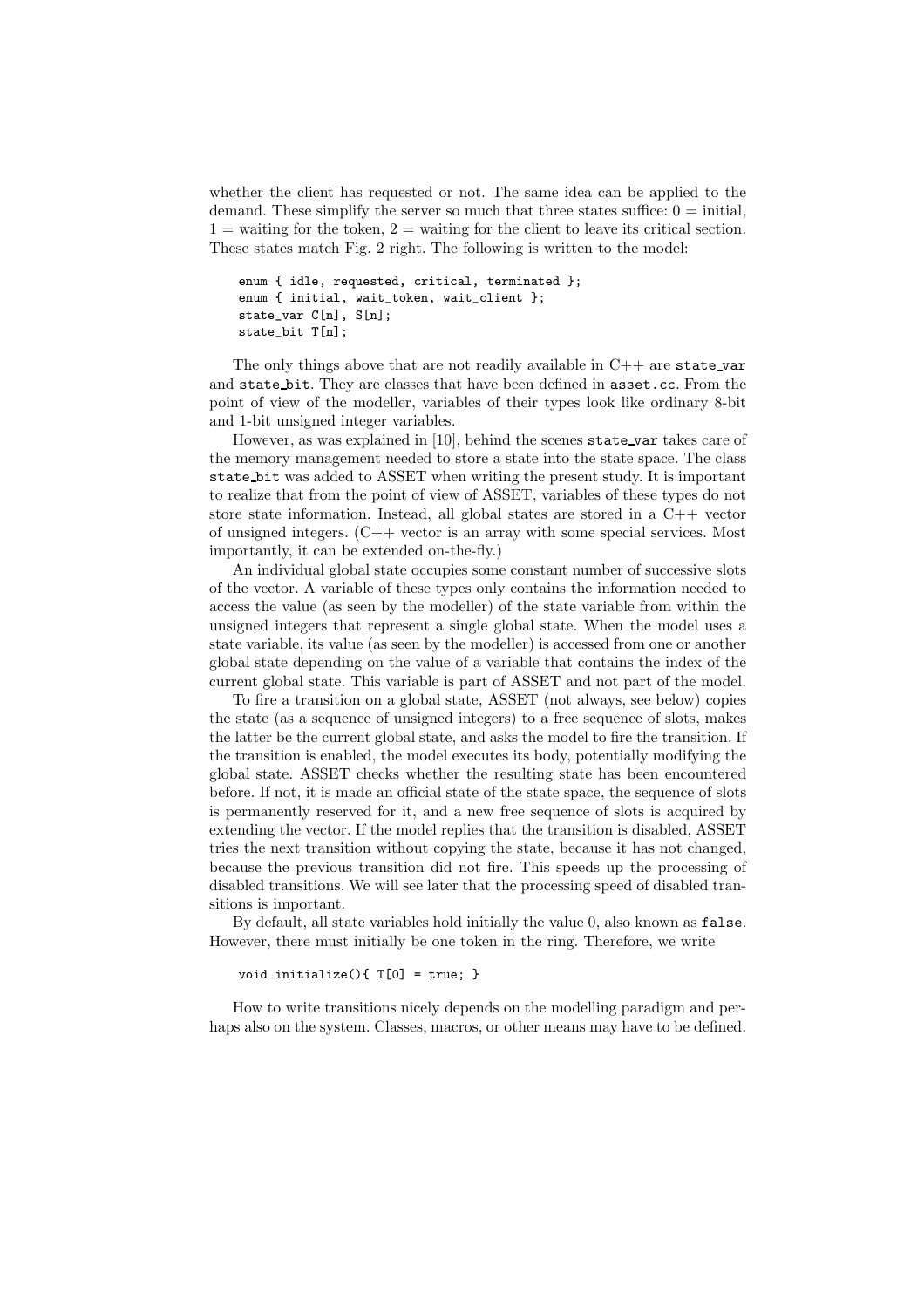whether the client has requested or not. The same idea can be applied to the demand. These simplify the server so much that three states suffice: 0 = initial, 1 = waiting for the token, 2 = waiting for the client to leave its critical section. These states match Fig. 2 right. The following is written to the model:

```
enum { idle, requested, critical, terminated };
enum { initial, wait_token, wait_client };
state_var C[n], S[n];
state_bit T[n];
```

The only things above that are not readily available in C++ are `state_var` and `state_bit`. They are classes that have been defined in `asset.cc`. From the point of view of the modeller, variables of their types look like ordinary 8-bit and 1-bit unsigned integer variables.

However, as was explained in [10], behind the scenes `state_var` takes care of the memory management needed to store a state into the state space. The class `state_bit` was added to ASSET when writing the present study. It is important to realize that from the point of view of ASSET, variables of these types do not store state information. Instead, all global states are stored in a C++ vector of unsigned integers. (C++ vector is an array with some special services. Most importantly, it can be extended on-the-fly.)

An individual global state occupies some constant number of successive slots of the vector. A variable of these types only contains the information needed to access the value (as seen by the modeller) of the state variable from within the unsigned integers that represent a single global state. When the model uses a state variable, its value (as seen by the modeller) is accessed from one or another global state depending on the value of a variable that contains the index of the current global state. This variable is part of ASSET and not part of the model.

To fire a transition on a global state, ASSET (not always, see below) copies the state (as a sequence of unsigned integers) to a free sequence of slots, makes the latter be the current global state, and asks the model to fire the transition. If the transition is enabled, the model executes its body, potentially modifying the global state. ASSET checks whether the resulting state has been encountered before. If not, it is made an official state of the state space, the sequence of slots is permanently reserved for it, and a new free sequence of slots is acquired by extending the vector. If the model replies that the transition is disabled, ASSET tries the next transition without copying the state, because it has not changed, because the previous transition did not fire. This speeds up the processing of disabled transitions. We will see later that the processing speed of disabled transitions is important.

By default, all state variables hold initially the value 0, also known as `false`. However, there must initially be one token in the ring. Therefore, we write

```
void initialize(){ T[0] = true; }
```

How to write transitions nicely depends on the modelling paradigm and perhaps also on the system. Classes, macros, or other means may have to be defined.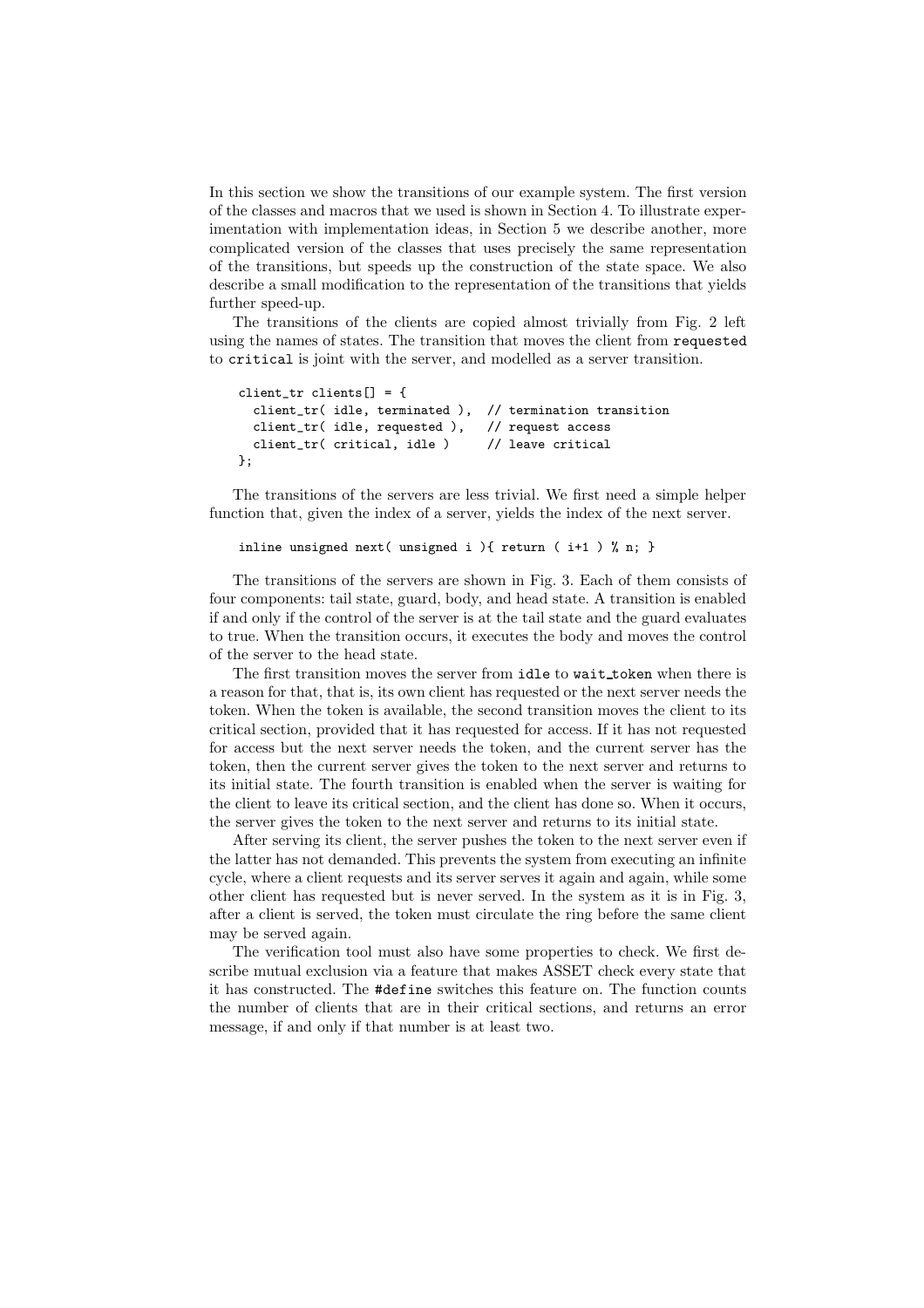In this section we show the transitions of our example system. The first version of the classes and macros that we used is shown in Section 4. To illustrate experimentation with implementation ideas, in Section 5 we describe another, more complicated version of the classes that uses precisely the same representation of the transitions, but speeds up the construction of the state space. We also describe a small modification to the representation of the transitions that yields further speed-up.

The transitions of the clients are copied almost trivially from Fig. 2 left using the names of states. The transition that moves the client from `requested` to `critical` is joint with the server, and modelled as a server transition.

```
client_tr clients[] = {
  client_tr( idle, terminated ),  // termination transition
  client_tr( idle, requested ),   // request access
  client_tr( critical, idle )     // leave critical
};
```

The transitions of the servers are less trivial. We first need a simple helper function that, given the index of a server, yields the index of the next server.

```
inline unsigned next( unsigned i ){ return ( i+1 ) % n; }
```

The transitions of the servers are shown in Fig. 3. Each of them consists of four components: tail state, guard, body, and head state. A transition is enabled if and only if the control of the server is at the tail state and the guard evaluates to true. When the transition occurs, it executes the body and moves the control of the server to the head state.

The first transition moves the server from `idle` to `wait_token` when there is a reason for that, that is, its own client has requested or the next server needs the token. When the token is available, the second transition moves the client to its critical section, provided that it has requested for access. If it has not requested for access but the next server needs the token, and the current server has the token, then the current server gives the token to the next server and returns to its initial state. The fourth transition is enabled when the server is waiting for the client to leave its critical section, and the client has done so. When it occurs, the server gives the token to the next server and returns to its initial state.

After serving its client, the server pushes the token to the next server even if the latter has not demanded. This prevents the system from executing an infinite cycle, where a client requests and its server serves it again and again, while some other client has requested but is never served. In the system as it is in Fig. 3, after a client is served, the token must circulate the ring before the same client may be served again.

The verification tool must also have some properties to check. We first describe mutual exclusion via a feature that makes ASSET check every state that it has constructed. The `#define` switches this feature on. The function counts the number of clients that are in their critical sections, and returns an error message, if and only if that number is at least two.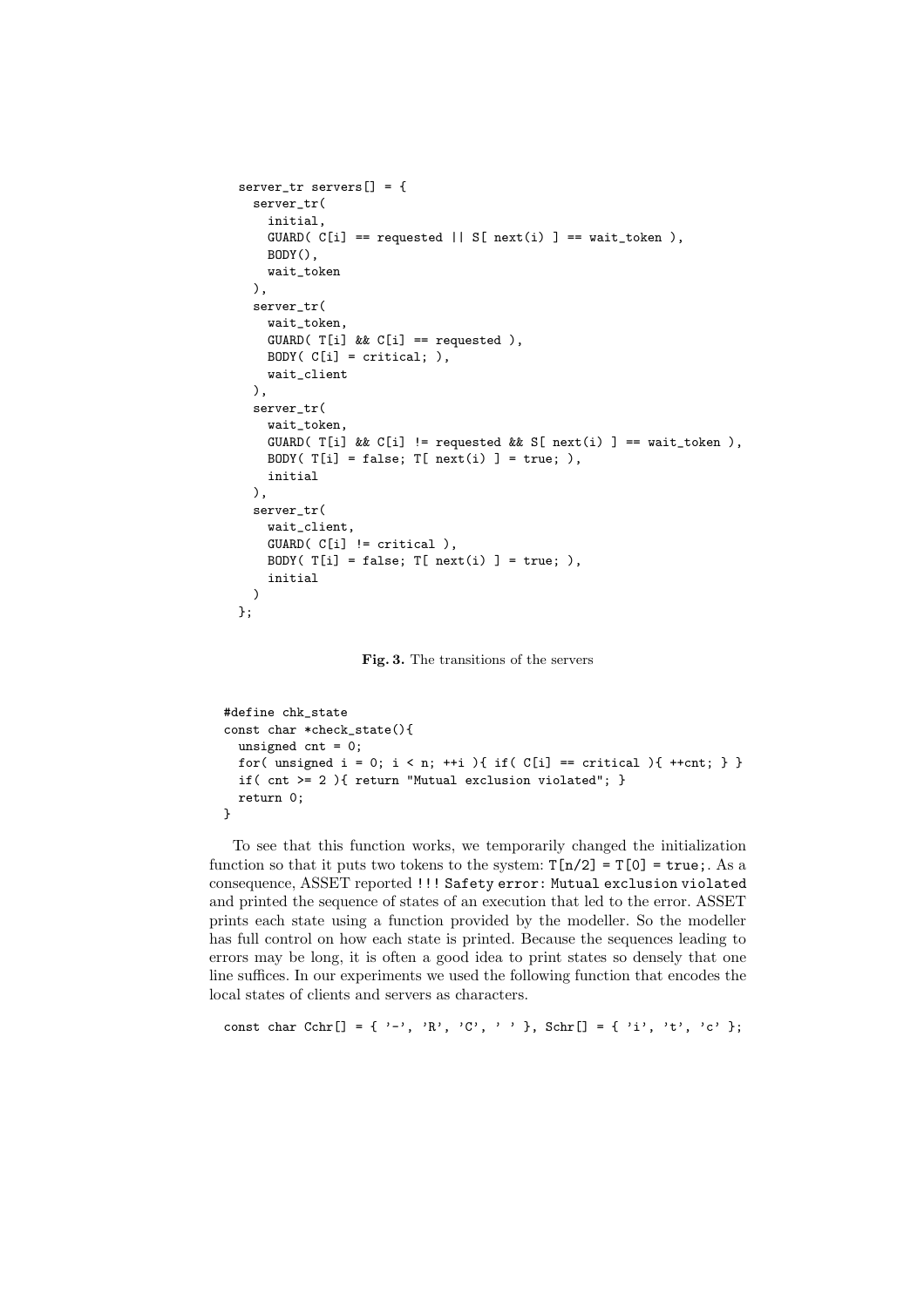```
server_tr servers[] = {
  server_tr(
    initial,
    GUARD( C[i] == requested || S[ next(i) ] == wait_token ),
    BODY(),
    wait_token
  ),
  server_tr(
    wait_token,
    GUARD( T[i] && C[i] == requested ),
    BODY( C[i] = critical; ),
    wait_client
  ),
  server_tr(
    wait_token,
    GUARD( T[i] && C[i] != requested && S[ next(i) ] == wait_token ),
    BODY( T[i] = false; T[ next(i) ] = true; ),
    initial
  ),
  server_tr(
    wait_client,
    GUARD( C[i] != critical ),
    BODY( T[i] = false; T[ next(i) ] = true; ),
    initial
  )
};
```

**Fig. 3.** The transitions of the servers

```
#define chk_state
const char *check_state(){
  unsigned cnt = 0;
  for( unsigned i = 0; i < n; ++i ){ if( C[i] == critical ){ ++cnt; } }
  if( cnt >= 2 ){ return "Mutual exclusion violated"; }
  return 0;
}
```

To see that this function works, we temporarily changed the initialization function so that it puts two tokens to the system: `T[n/2] = T[0] = true;`. As a consequence, ASSET reported `!!! Safety error: Mutual exclusion violated` and printed the sequence of states of an execution that led to the error. ASSET prints each state using a function provided by the modeller. So the modeller has full control on how each state is printed. Because the sequences leading to errors may be long, it is often a good idea to print states so densely that one line suffices. In our experiments we used the following function that encodes the local states of clients and servers as characters.

```
const char Cchr[] = { '-', 'R', 'C', ' ' }, Schr[] = { 'i', 't', 'c' };
```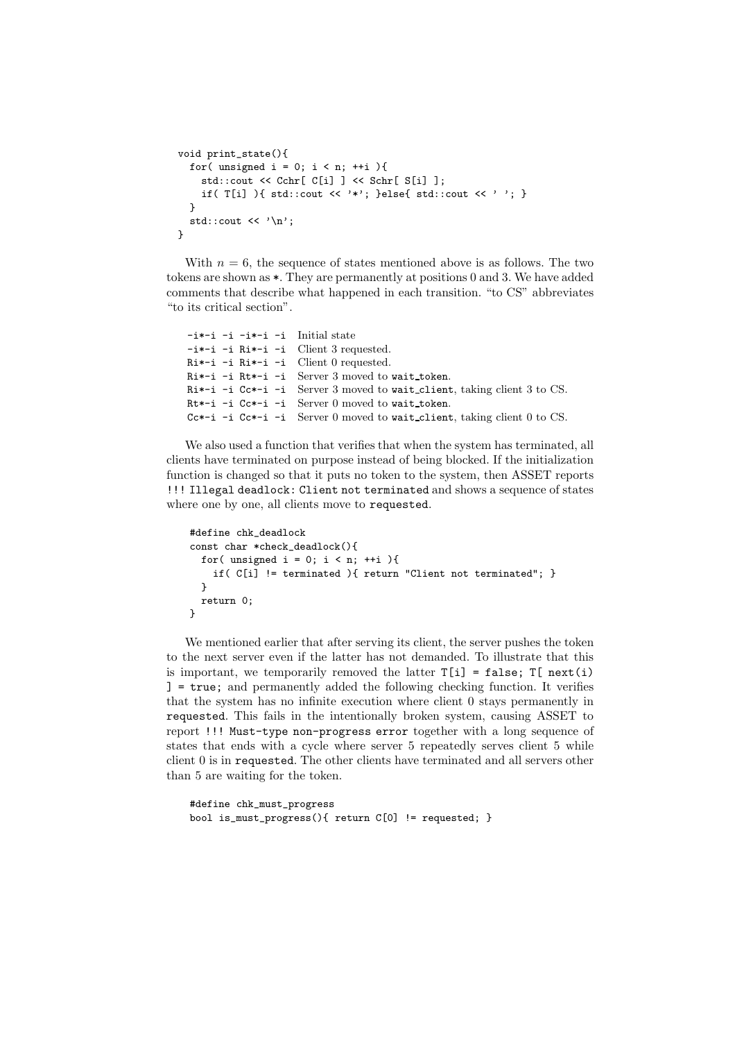```
void print_state(){
  for( unsigned i = 0; i < n; ++i ){
    std::cout << Cchr[ C[i] ] << Schr[ S[i] ];
    if( T[i] ){ std::cout << '*'; }else{ std::cout << ' '; }
  }
  std::cout << '\n';
}
```

With $n = 6$, the sequence of states mentioned above is as follows. The two tokens are shown as *. They are permanently at positions 0 and 3. We have added comments that describe what happened in each transition. "to CS" abbreviates "to its critical section".

```
-i*-i -i -i*-i -i   Initial state
-i*-i -i Ri*-i -i   Client 3 requested.
Ri*-i -i Ri*-i -i   Client 0 requested.
Ri*-i -i Rt*-i -i   Server 3 moved to wait_token.
Ri*-i -i Cc*-i -i   Server 3 moved to wait_client, taking client 3 to CS.
Rt*-i -i Cc*-i -i   Server 0 moved to wait_token.
Cc*-i -i Cc*-i -i   Server 0 moved to wait_client, taking client 0 to CS.
```

We also used a function that verifies that when the system has terminated, all clients have terminated on purpose instead of being blocked. If the initialization function is changed so that it puts no token to the system, then ASSET reports `!!! Illegal deadlock: Client not terminated` and shows a sequence of states where one by one, all clients move to `requested`.

```
#define chk_deadlock
const char *check_deadlock(){
  for( unsigned i = 0; i < n; ++i ){
    if( C[i] != terminated ){ return "Client not terminated"; }
  }
  return 0;
}
```

We mentioned earlier that after serving its client, the server pushes the token to the next server even if the latter has not demanded. To illustrate that this is important, we temporarily removed the latter `T[i] = false; T[ next(i) ] = true;` and permanently added the following checking function. It verifies that the system has no infinite execution where client 0 stays permanently in `requested`. This fails in the intentionally broken system, causing ASSET to report `!!! Must-type non-progress error` together with a long sequence of states that ends with a cycle where server 5 repeatedly serves client 5 while client 0 is in `requested`. The other clients have terminated and all servers other than 5 are waiting for the token.

```
#define chk_must_progress
bool is_must_progress(){ return C[0] != requested; }
```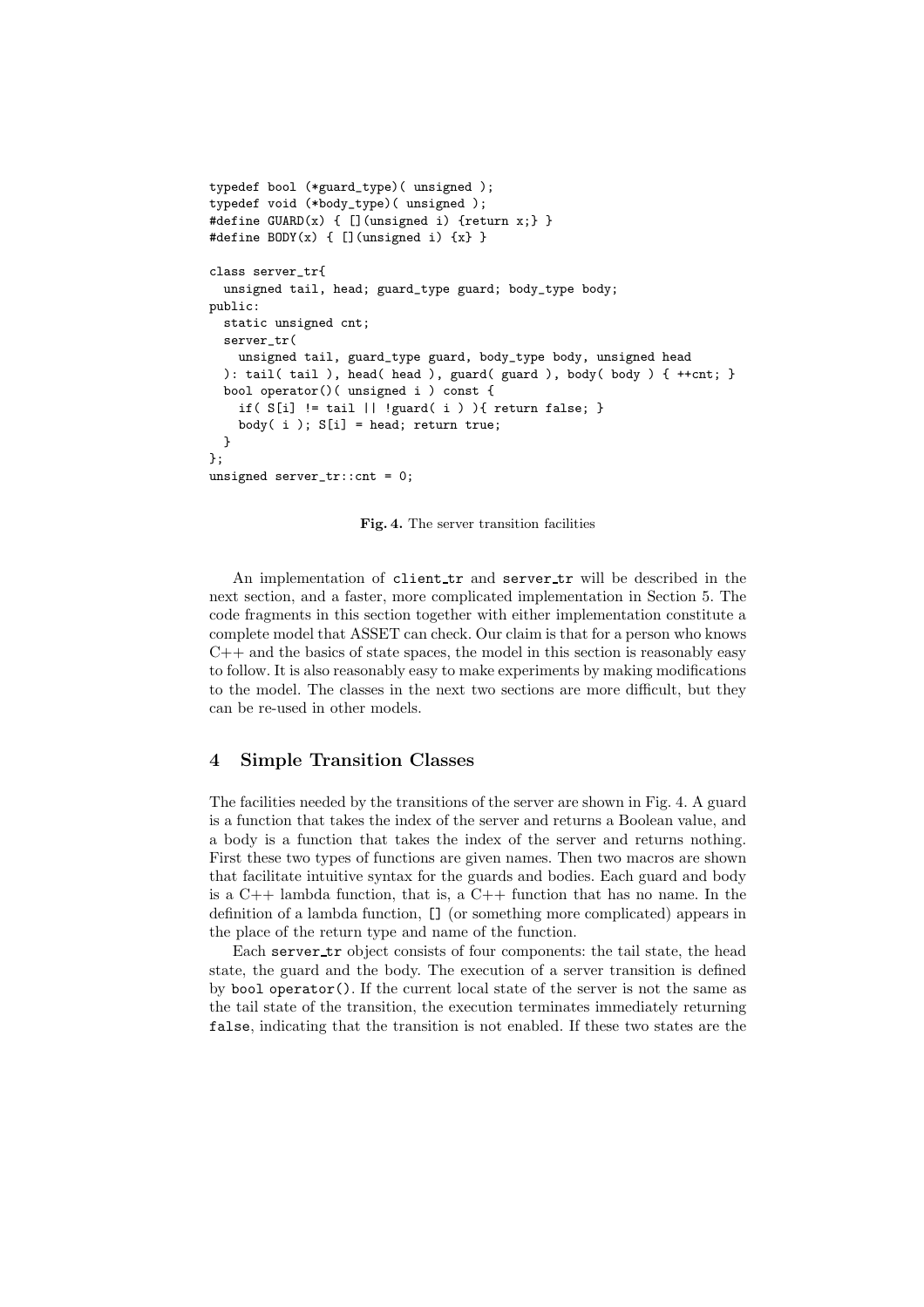```
typedef bool (*guard_type)( unsigned );
typedef void (*body_type)( unsigned );
#define GUARD(x) { [](unsigned i) {return x;} }
#define BODY(x) { [](unsigned i) {x} }

class server_tr{
  unsigned tail, head; guard_type guard; body_type body;
public:
  static unsigned cnt;
  server_tr(
    unsigned tail, guard_type guard, body_type body, unsigned head
  ): tail( tail ), head( head ), guard( guard ), body( body ) { ++cnt; }
  bool operator()( unsigned i ) const {
    if( S[i] != tail || !guard( i ) ){ return false; }
    body( i ); S[i] = head; return true;
  }
};
unsigned server_tr::cnt = 0;
```

**Fig. 4.** The server transition facilities

An implementation of `client_tr` and `server_tr` will be described in the next section, and a faster, more complicated implementation in Section 5. The code fragments in this section together with either implementation constitute a complete model that ASSET can check. Our claim is that for a person who knows C++ and the basics of state spaces, the model in this section is reasonably easy to follow. It is also reasonably easy to make experiments by making modifications to the model. The classes in the next two sections are more difficult, but they can be re-used in other models.

## 4 Simple Transition Classes

The facilities needed by the transitions of the server are shown in Fig. 4. A guard is a function that takes the index of the server and returns a Boolean value, and a body is a function that takes the index of the server and returns nothing. First these two types of functions are given names. Then two macros are shown that facilitate intuitive syntax for the guards and bodies. Each guard and body is a C++ lambda function, that is, a C++ function that has no name. In the definition of a lambda function, `[]` (or something more complicated) appears in the place of the return type and name of the function.

Each `server_tr` object consists of four components: the tail state, the head state, the guard and the body. The execution of a server transition is defined by `bool operator()`. If the current local state of the server is not the same as the tail state of the transition, the execution terminates immediately returning `false`, indicating that the transition is not enabled. If these two states are the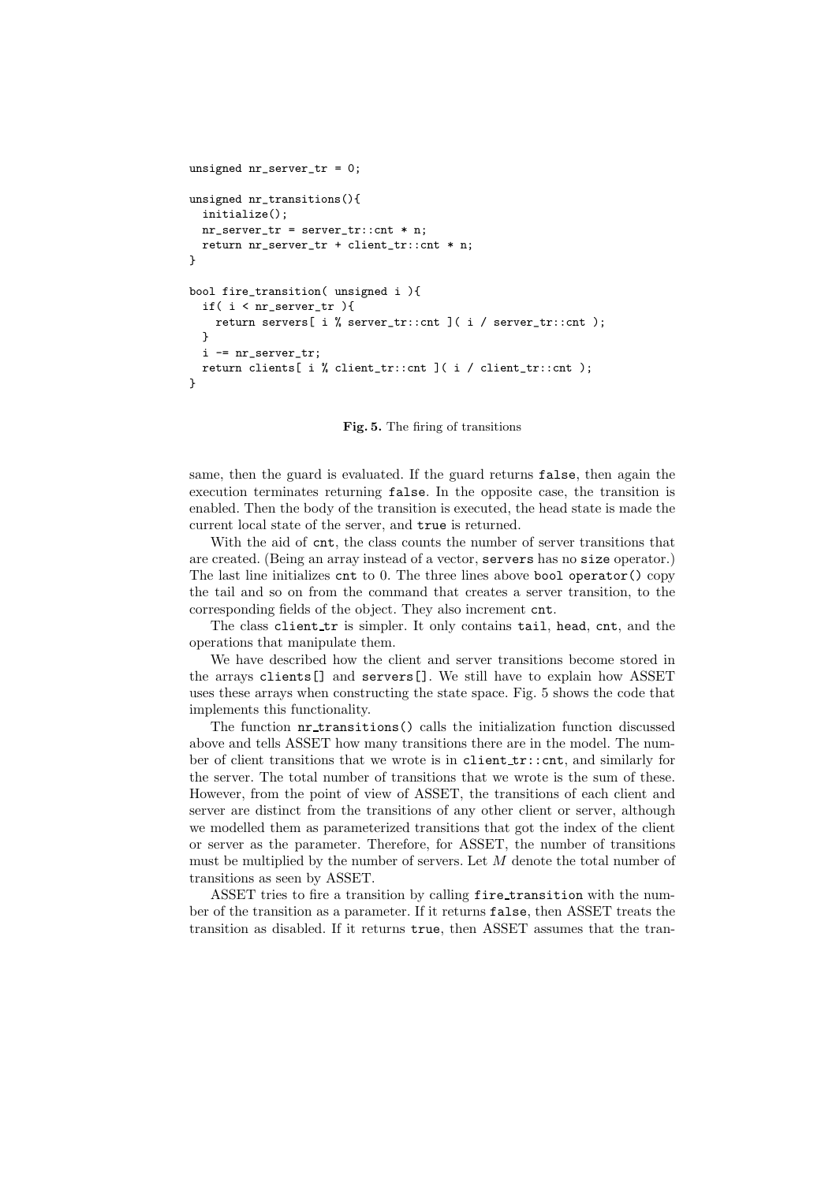```
unsigned nr_server_tr = 0;

unsigned nr_transitions(){
  initialize();
  nr_server_tr = server_tr::cnt * n;
  return nr_server_tr + client_tr::cnt * n;
}

bool fire_transition( unsigned i ){
  if( i < nr_server_tr ){
    return servers[ i % server_tr::cnt ]( i / server_tr::cnt );
  }
  i -= nr_server_tr;
  return clients[ i % client_tr::cnt ]( i / client_tr::cnt );
}
```

**Fig. 5.** The firing of transitions

same, then the guard is evaluated. If the guard returns `false`, then again the execution terminates returning `false`. In the opposite case, the transition is enabled. Then the body of the transition is executed, the head state is made the current local state of the server, and `true` is returned.

With the aid of `cnt`, the class counts the number of server transitions that are created. (Being an array instead of a vector, `servers` has no `size` operator.) The last line initializes `cnt` to 0. The three lines above `bool operator()` copy the tail and so on from the command that creates a server transition, to the corresponding fields of the object. They also increment `cnt`.

The class `client_tr` is simpler. It only contains `tail`, `head`, `cnt`, and the operations that manipulate them.

We have described how the client and server transitions become stored in the arrays `clients[]` and `servers[]`. We still have to explain how ASSET uses these arrays when constructing the state space. Fig. 5 shows the code that implements this functionality.

The function `nr_transitions()` calls the initialization function discussed above and tells ASSET how many transitions there are in the model. The number of client transitions that we wrote is in `client_tr::cnt`, and similarly for the server. The total number of transitions that we wrote is the sum of these. However, from the point of view of ASSET, the transitions of each client and server are distinct from the transitions of any other client or server, although we modelled them as parameterized transitions that got the index of the client or server as the parameter. Therefore, for ASSET, the number of transitions must be multiplied by the number of servers. Let $M$ denote the total number of transitions as seen by ASSET.

ASSET tries to fire a transition by calling `fire_transition` with the number of the transition as a parameter. If it returns `false`, then ASSET treats the transition as disabled. If it returns `true`, then ASSET assumes that the tran-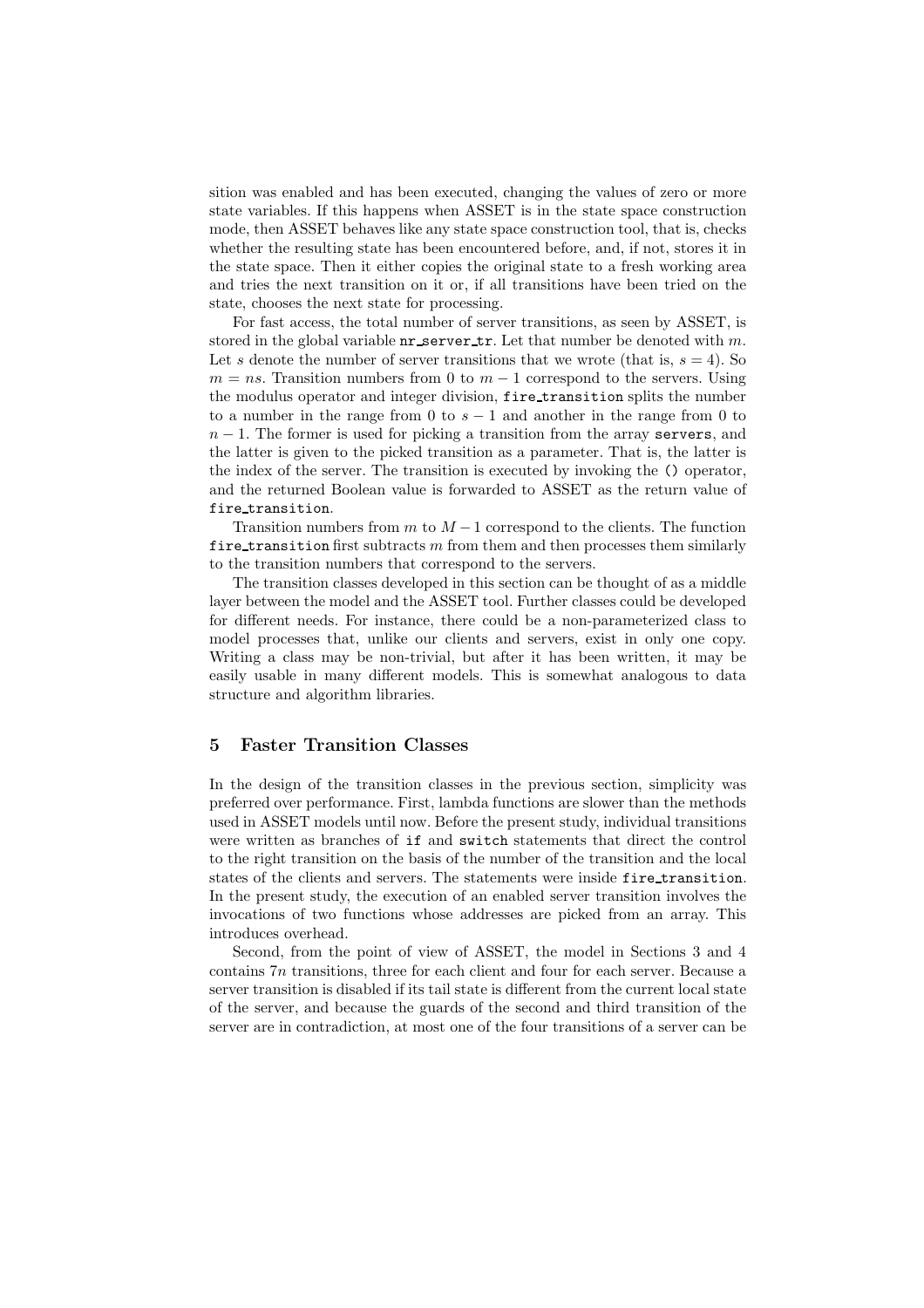sition was enabled and has been executed, changing the values of zero or more state variables. If this happens when ASSET is in the state space construction mode, then ASSET behaves like any state space construction tool, that is, checks whether the resulting state has been encountered before, and, if not, stores it in the state space. Then it either copies the original state to a fresh working area and tries the next transition on it or, if all transitions have been tried on the state, chooses the next state for processing.

For fast access, the total number of server transitions, as seen by ASSET, is stored in the global variable `nr_server_tr`. Let that number be denoted with $m$. Let $s$ denote the number of server transitions that we wrote (that is, $s = 4$). So $m = ns$. Transition numbers from 0 to $m - 1$ correspond to the servers. Using the modulus operator and integer division, `fire_transition` splits the number to a number in the range from 0 to $s - 1$ and another in the range from 0 to $n - 1$. The former is used for picking a transition from the array `servers`, and the latter is given to the picked transition as a parameter. That is, the latter is the index of the server. The transition is executed by invoking the `()` operator, and the returned Boolean value is forwarded to ASSET as the return value of `fire_transition`.

Transition numbers from $m$ to $M - 1$ correspond to the clients. The function `fire_transition` first subtracts $m$ from them and then processes them similarly to the transition numbers that correspond to the servers.

The transition classes developed in this section can be thought of as a middle layer between the model and the ASSET tool. Further classes could be developed for different needs. For instance, there could be a non-parameterized class to model processes that, unlike our clients and servers, exist in only one copy. Writing a class may be non-trivial, but after it has been written, it may be easily usable in many different models. This is somewhat analogous to data structure and algorithm libraries.

## 5 Faster Transition Classes

In the design of the transition classes in the previous section, simplicity was preferred over performance. First, lambda functions are slower than the methods used in ASSET models until now. Before the present study, individual transitions were written as branches of `if` and `switch` statements that direct the control to the right transition on the basis of the number of the transition and the local states of the clients and servers. The statements were inside `fire_transition`. In the present study, the execution of an enabled server transition involves the invocations of two functions whose addresses are picked from an array. This introduces overhead.

Second, from the point of view of ASSET, the model in Sections 3 and 4 contains $7n$ transitions, three for each client and four for each server. Because a server transition is disabled if its tail state is different from the current local state of the server, and because the guards of the second and third transition of the server are in contradiction, at most one of the four transitions of a server can be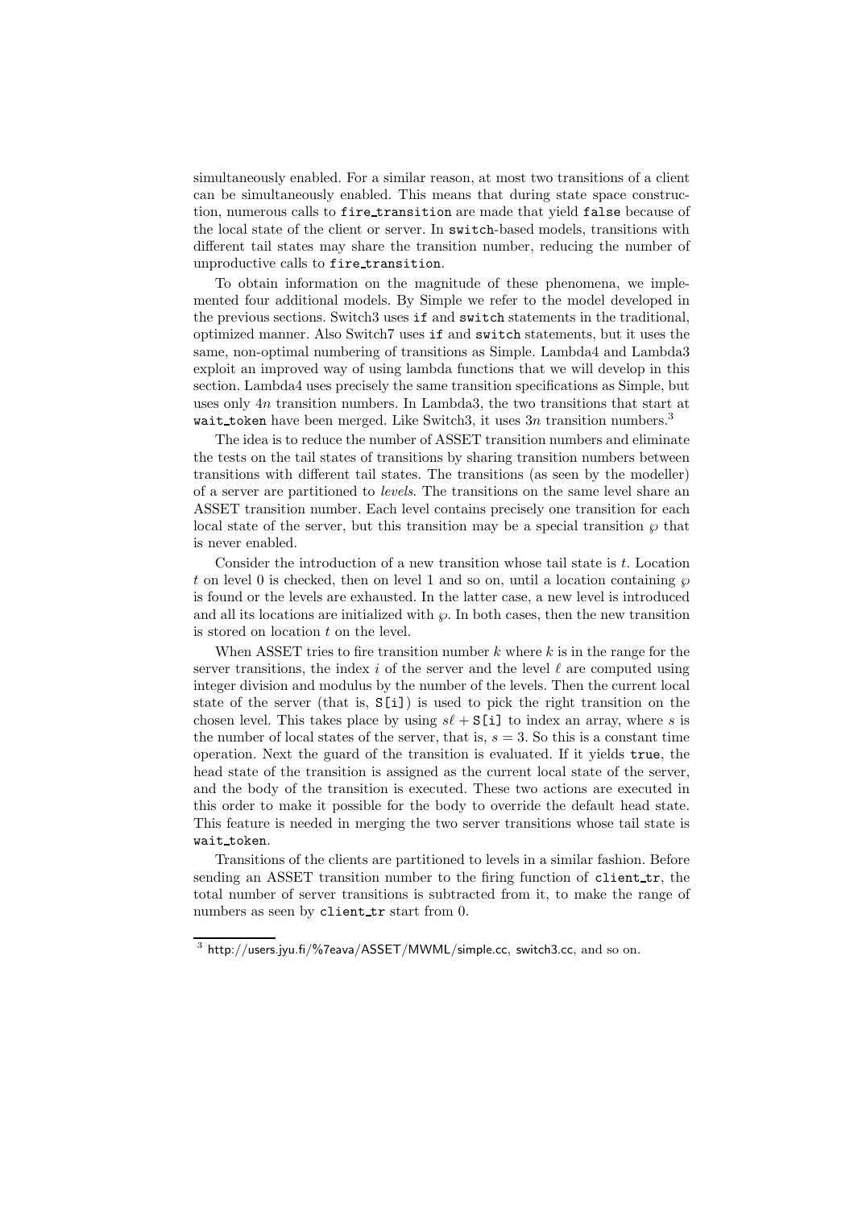simultaneously enabled. For a similar reason, at most two transitions of a client can be simultaneously enabled. This means that during state space construction, numerous calls to `fire_transition` are made that yield `false` because of the local state of the client or server. In `switch`-based models, transitions with different tail states may share the transition number, reducing the number of unproductive calls to `fire_transition`.

To obtain information on the magnitude of these phenomena, we implemented four additional models. By Simple we refer to the model developed in the previous sections. Switch3 uses `if` and `switch` statements in the traditional, optimized manner. Also Switch7 uses `if` and `switch` statements, but it uses the same, non-optimal numbering of transitions as Simple. Lambda4 and Lambda3 exploit an improved way of using lambda functions that we will develop in this section. Lambda4 uses precisely the same transition specifications as Simple, but uses only $4n$ transition numbers. In Lambda3, the two transitions that start at `wait_token` have been merged. Like Switch3, it uses $3n$ transition numbers.[3]

The idea is to reduce the number of ASSET transition numbers and eliminate the tests on the tail states of transitions by sharing transition numbers between transitions with different tail states. The transitions (as seen by the modeller) of a server are partitioned to *levels*. The transitions on the same level share an ASSET transition number. Each level contains precisely one transition for each local state of the server, but this transition may be a special transition $\wp$ that is never enabled.

Consider the introduction of a new transition whose tail state is $t$. Location $t$ on level 0 is checked, then on level 1 and so on, until a location containing $\wp$ is found or the levels are exhausted. In the latter case, a new level is introduced and all its locations are initialized with $\wp$. In both cases, then the new transition is stored on location $t$ on the level.

When ASSET tries to fire transition number $k$ where $k$ is in the range for the server transitions, the index $i$ of the server and the level $\ell$ are computed using integer division and modulus by the number of the levels. Then the current local state of the server (that is, `S[i]`) is used to pick the right transition on the chosen level. This takes place by using $s\ell +$ `S[i]` to index an array, where $s$ is the number of local states of the server, that is, $s = 3$. So this is a constant time operation. Next the guard of the transition is evaluated. If it yields `true`, the head state of the transition is assigned as the current local state of the server, and the body of the transition is executed. These two actions are executed in this order to make it possible for the body to override the default head state. This feature is needed in merging the two server transitions whose tail state is `wait_token`.

Transitions of the clients are partitioned to levels in a similar fashion. Before sending an ASSET transition number to the firing function of `client_tr`, the total number of server transitions is subtracted from it, to make the range of numbers as seen by `client_tr` start from 0.

[3] http://users.jyu.fi/%7eava/ASSET/MWML/simple.cc, switch3.cc, and so on.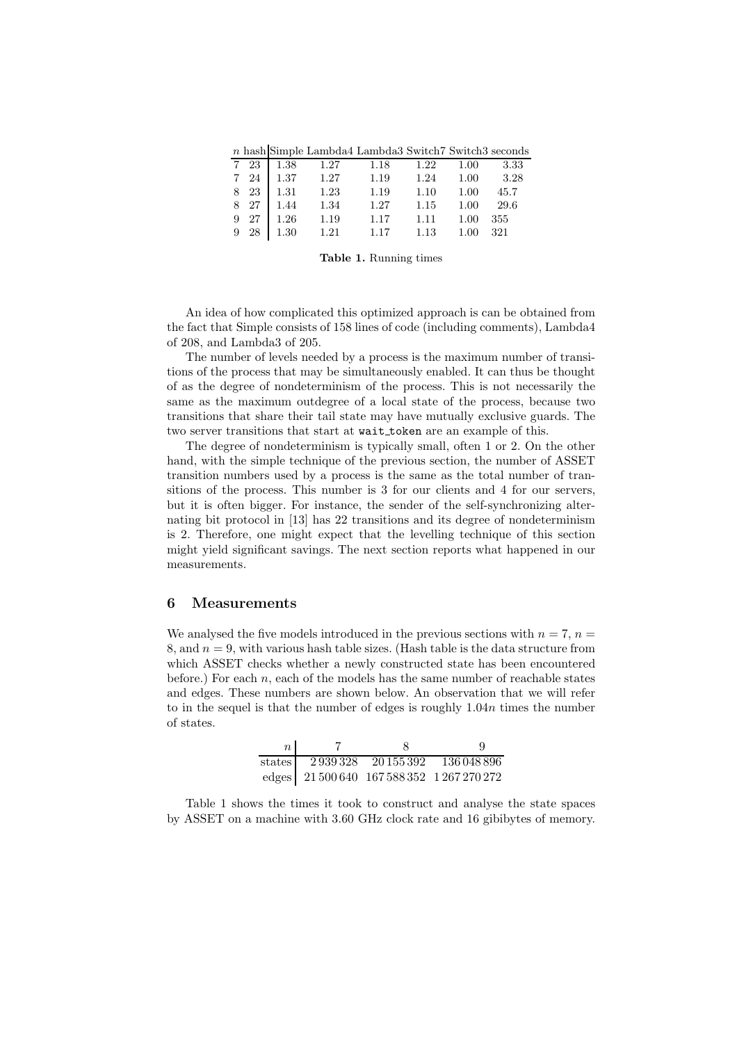| $n$ | hash | Simple | Lambda4 | Lambda3 | Switch7 | Switch3 | seconds |
|---|---|---|---|---|---|---|---|
| 7 | 23 | 1.38 | 1.27 | 1.18 | 1.22 | 1.00 | 3.33 |
| 7 | 24 | 1.37 | 1.27 | 1.19 | 1.24 | 1.00 | 3.28 |
| 8 | 23 | 1.31 | 1.23 | 1.19 | 1.10 | 1.00 | 45.7 |
| 8 | 27 | 1.44 | 1.34 | 1.27 | 1.15 | 1.00 | 29.6 |
| 9 | 27 | 1.26 | 1.19 | 1.17 | 1.11 | 1.00 | 355 |
| 9 | 28 | 1.30 | 1.21 | 1.17 | 1.13 | 1.00 | 321 |

**Table 1.** Running times

An idea of how complicated this optimized approach is can be obtained from the fact that Simple consists of 158 lines of code (including comments), Lambda4 of 208, and Lambda3 of 205.

The number of levels needed by a process is the maximum number of transitions of the process that may be simultaneously enabled. It can thus be thought of as the degree of nondeterminism of the process. This is not necessarily the same as the maximum outdegree of a local state of the process, because two transitions that share their tail state may have mutually exclusive guards. The two server transitions that start at `wait_token` are an example of this.

The degree of nondeterminism is typically small, often 1 or 2. On the other hand, with the simple technique of the previous section, the number of ASSET transition numbers used by a process is the same as the total number of transitions of the process. This number is 3 for our clients and 4 for our servers, but it is often bigger. For instance, the sender of the self-synchronizing alternating bit protocol in [13] has 22 transitions and its degree of nondeterminism is 2. Therefore, one might expect that the levelling technique of this section might yield significant savings. The next section reports what happened in our measurements.

## 6 Measurements

We analysed the five models introduced in the previous sections with $n = 7$, $n = 8$, and $n = 9$, with various hash table sizes. (Hash table is the data structure from which ASSET checks whether a newly constructed state has been encountered before.) For each $n$, each of the models has the same number of reachable states and edges. These numbers are shown below. An observation that we will refer to in the sequel is that the number of edges is roughly $1.04n$ times the number of states.

| $n$ | 7 | 8 | 9 |
|---|---|---|---|
| states | 2 939 328 | 20 155 392 | 136 048 896 |
| edges | 21 500 640 | 167 588 352 | 1 267 270 272 |

Table 1 shows the times it took to construct and analyse the state spaces by ASSET on a machine with 3.60 GHz clock rate and 16 gibibytes of memory.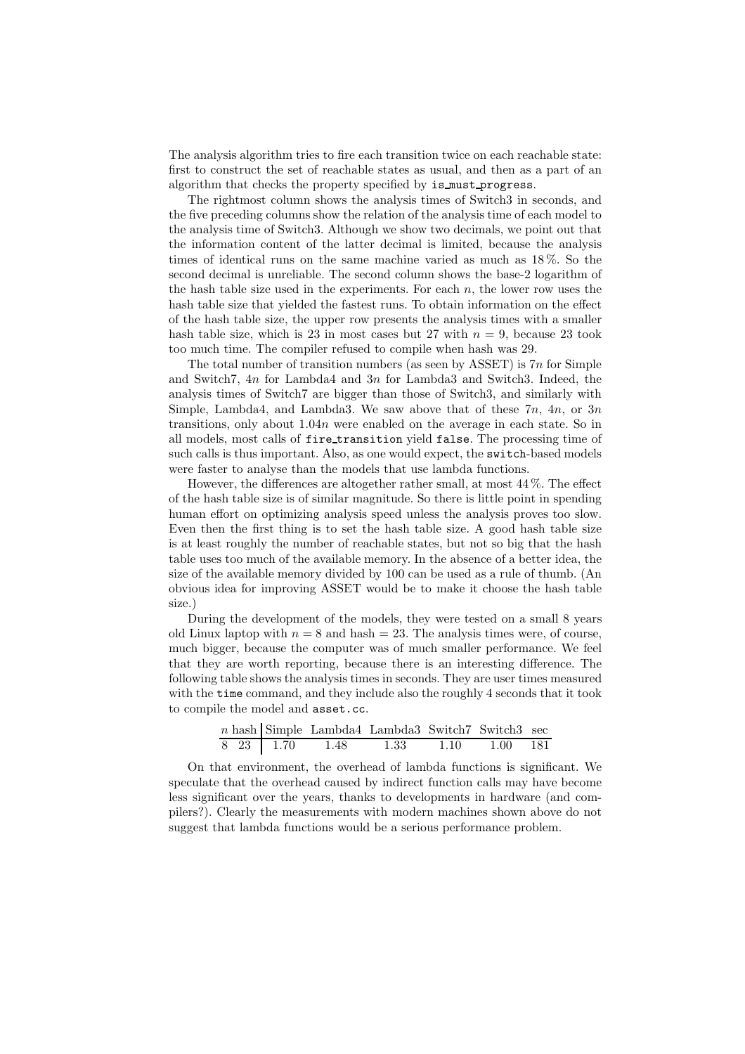The analysis algorithm tries to fire each transition twice on each reachable state: first to construct the set of reachable states as usual, and then as a part of an algorithm that checks the property specified by `is_must_progress`.

The rightmost column shows the analysis times of Switch3 in seconds, and the five preceding columns show the relation of the analysis time of each model to the analysis time of Switch3. Although we show two decimals, we point out that the information content of the latter decimal is limited, because the analysis times of identical runs on the same machine varied as much as 18 %. So the second decimal is unreliable. The second column shows the base-2 logarithm of the hash table size used in the experiments. For each $n$, the lower row uses the hash table size that yielded the fastest runs. To obtain information on the effect of the hash table size, the upper row presents the analysis times with a smaller hash table size, which is 23 in most cases but 27 with $n = 9$, because 23 took too much time. The compiler refused to compile when hash was 29.

The total number of transition numbers (as seen by ASSET) is $7n$ for Simple and Switch7, $4n$ for Lambda4 and $3n$ for Lambda3 and Switch3. Indeed, the analysis times of Switch7 are bigger than those of Switch3, and similarly with Simple, Lambda4, and Lambda3. We saw above that of these $7n$, $4n$, or $3n$ transitions, only about $1.04n$ were enabled on the average in each state. So in all models, most calls of `fire_transition` yield `false`. The processing time of such calls is thus important. Also, as one would expect, the `switch`-based models were faster to analyse than the models that use lambda functions.

However, the differences are altogether rather small, at most 44 %. The effect of the hash table size is of similar magnitude. So there is little point in spending human effort on optimizing analysis speed unless the analysis proves too slow. Even then the first thing is to set the hash table size. A good hash table size is at least roughly the number of reachable states, but not so big that the hash table uses too much of the available memory. In the absence of a better idea, the size of the available memory divided by 100 can be used as a rule of thumb. (An obvious idea for improving ASSET would be to make it choose the hash table size.)

During the development of the models, they were tested on a small 8 years old Linux laptop with $n = 8$ and hash = 23. The analysis times were, of course, much bigger, because the computer was of much smaller performance. We feel that they are worth reporting, because there is an interesting difference. The following table shows the analysis times in seconds. They are user times measured with the `time` command, and they include also the roughly 4 seconds that it took to compile the model and `asset.cc`.

| $n$ | hash | Simple | Lambda4 | Lambda3 | Switch7 | Switch3 | sec |
|---|---|---|---|---|---|---|---|
| 8 | 23 | 1.70 | 1.48 | 1.33 | 1.10 | 1.00 | 181 |

On that environment, the overhead of lambda functions is significant. We speculate that the overhead caused by indirect function calls may have become less significant over the years, thanks to developments in hardware (and compilers?). Clearly the measurements with modern machines shown above do not suggest that lambda functions would be a serious performance problem.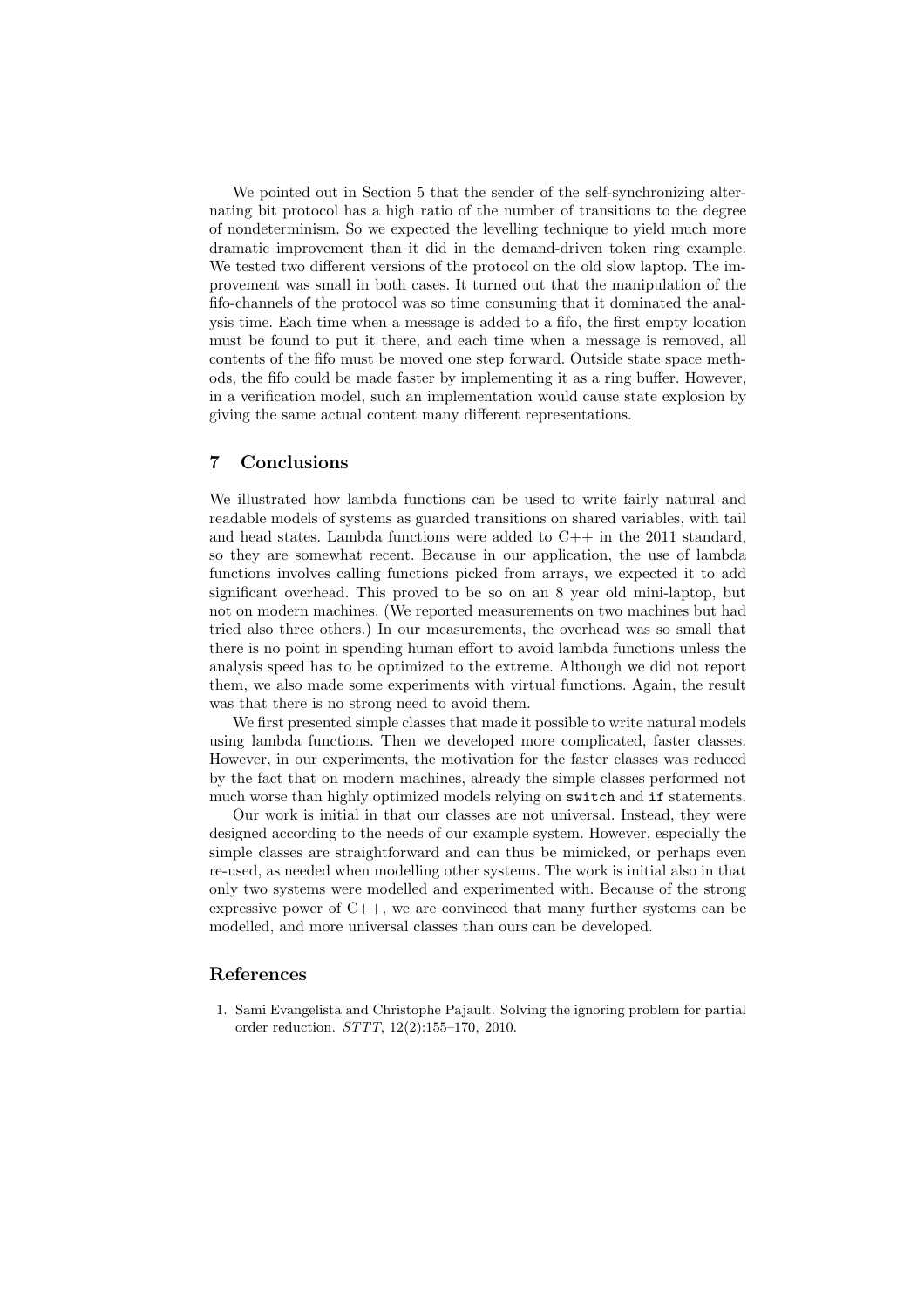We pointed out in Section 5 that the sender of the self-synchronizing alternating bit protocol has a high ratio of the number of transitions to the degree of nondeterminism. So we expected the levelling technique to yield much more dramatic improvement than it did in the demand-driven token ring example. We tested two different versions of the protocol on the old slow laptop. The improvement was small in both cases. It turned out that the manipulation of the fifo-channels of the protocol was so time consuming that it dominated the analysis time. Each time when a message is added to a fifo, the first empty location must be found to put it there, and each time when a message is removed, all contents of the fifo must be moved one step forward. Outside state space methods, the fifo could be made faster by implementing it as a ring buffer. However, in a verification model, such an implementation would cause state explosion by giving the same actual content many different representations.

## 7 Conclusions

We illustrated how lambda functions can be used to write fairly natural and readable models of systems as guarded transitions on shared variables, with tail and head states. Lambda functions were added to C++ in the 2011 standard, so they are somewhat recent. Because in our application, the use of lambda functions involves calling functions picked from arrays, we expected it to add significant overhead. This proved to be so on an 8 year old mini-laptop, but not on modern machines. (We reported measurements on two machines but had tried also three others.) In our measurements, the overhead was so small that there is no point in spending human effort to avoid lambda functions unless the analysis speed has to be optimized to the extreme. Although we did not report them, we also made some experiments with virtual functions. Again, the result was that there is no strong need to avoid them.

We first presented simple classes that made it possible to write natural models using lambda functions. Then we developed more complicated, faster classes. However, in our experiments, the motivation for the faster classes was reduced by the fact that on modern machines, already the simple classes performed not much worse than highly optimized models relying on `switch` and `if` statements.

Our work is initial in that our classes are not universal. Instead, they were designed according to the needs of our example system. However, especially the simple classes are straightforward and can thus be mimicked, or perhaps even re-used, as needed when modelling other systems. The work is initial also in that only two systems were modelled and experimented with. Because of the strong expressive power of C++, we are convinced that many further systems can be modelled, and more universal classes than ours can be developed.

## References

1. Sami Evangelista and Christophe Pajault. Solving the ignoring problem for partial order reduction. *STTT*, 12(2):155–170, 2010.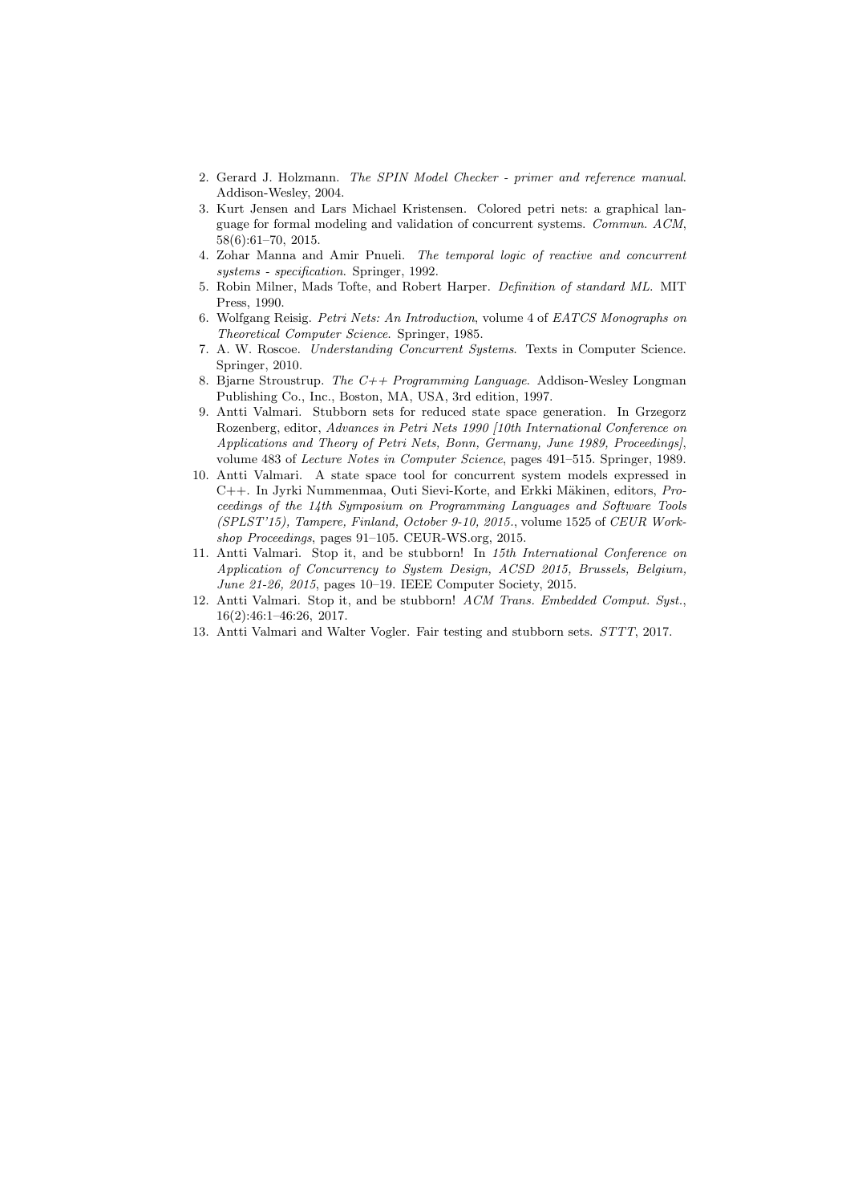2. Gerard J. Holzmann. *The SPIN Model Checker - primer and reference manual*. Addison-Wesley, 2004.
3. Kurt Jensen and Lars Michael Kristensen. Colored petri nets: a graphical language for formal modeling and validation of concurrent systems. *Commun. ACM*, 58(6):61–70, 2015.
4. Zohar Manna and Amir Pnueli. *The temporal logic of reactive and concurrent systems - specification*. Springer, 1992.
5. Robin Milner, Mads Tofte, and Robert Harper. *Definition of standard ML*. MIT Press, 1990.
6. Wolfgang Reisig. *Petri Nets: An Introduction*, volume 4 of *EATCS Monographs on Theoretical Computer Science*. Springer, 1985.
7. A. W. Roscoe. *Understanding Concurrent Systems*. Texts in Computer Science. Springer, 2010.
8. Bjarne Stroustrup. *The C++ Programming Language*. Addison-Wesley Longman Publishing Co., Inc., Boston, MA, USA, 3rd edition, 1997.
9. Antti Valmari. Stubborn sets for reduced state space generation. In Grzegorz Rozenberg, editor, *Advances in Petri Nets 1990 [10th International Conference on Applications and Theory of Petri Nets, Bonn, Germany, June 1989, Proceedings]*, volume 483 of *Lecture Notes in Computer Science*, pages 491–515. Springer, 1989.
10. Antti Valmari. A state space tool for concurrent system models expressed in C++. In Jyrki Nummenmaa, Outi Sievi-Korte, and Erkki Mäkinen, editors, *Proceedings of the 14th Symposium on Programming Languages and Software Tools (SPLST'15), Tampere, Finland, October 9-10, 2015.*, volume 1525 of *CEUR Workshop Proceedings*, pages 91–105. CEUR-WS.org, 2015.
11. Antti Valmari. Stop it, and be stubborn! In *15th International Conference on Application of Concurrency to System Design, ACSD 2015, Brussels, Belgium, June 21-26, 2015*, pages 10–19. IEEE Computer Society, 2015.
12. Antti Valmari. Stop it, and be stubborn! *ACM Trans. Embedded Comput. Syst.*, 16(2):46:1–46:26, 2017.
13. Antti Valmari and Walter Vogler. Fair testing and stubborn sets. *STTT*, 2017.